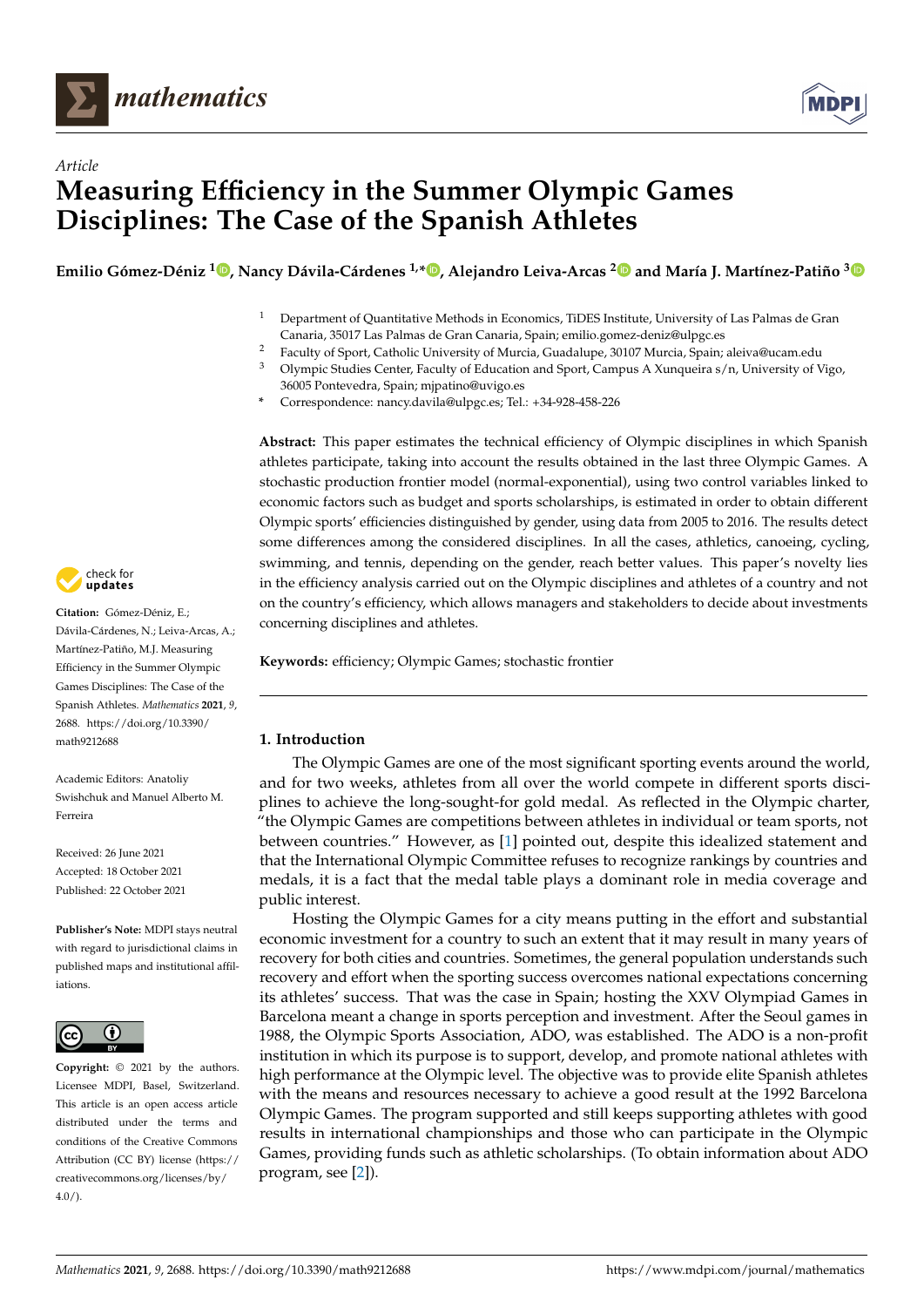*Article*

# Measuring Efficiency in the Summer Olympic Games Disciplines: The Case of the Spanish Athletes

**Emilio Gómez-Déniz [1], Nancy Dávila-Cárdenes [1,*], Alejandro Leiva-Arcas [2] and María J. Martínez-Patiño [3]**

[1] Department of Quantitative Methods in Economics, TiDES Institute, University of Las Palmas de Gran Canaria, 35017 Las Palmas de Gran Canaria, Spain; emilio.gomez-deniz@ulpgc.es
[2] Faculty of Sport, Catholic University of Murcia, Guadalupe, 30107 Murcia, Spain; aleiva@ucam.edu
[3] Olympic Studies Center, Faculty of Education and Sport, Campus A Xunqueira s/n, University of Vigo, 36005 Pontevedra, Spain; mjpatino@uvigo.es
\* Correspondence: nancy.davila@ulpgc.es; Tel.: +34-928-458-226

**Abstract:** This paper estimates the technical efficiency of Olympic disciplines in which Spanish athletes participate, taking into account the results obtained in the last three Olympic Games. A stochastic production frontier model (normal-exponential), using two control variables linked to economic factors such as budget and sports scholarships, is estimated in order to obtain different Olympic sports' efficiencies distinguished by gender, using data from 2005 to 2016. The results detect some differences among the considered disciplines. In all the cases, athletics, canoeing, cycling, swimming, and tennis, depending on the gender, reach better values. This paper's novelty lies in the efficiency analysis carried out on the Olympic disciplines and athletes of a country and not on the country's efficiency, which allows managers and stakeholders to decide about investments concerning disciplines and athletes.

**Keywords:** efficiency; Olympic Games; stochastic frontier

**Citation:** Gómez-Déniz, E.; Dávila-Cárdenes, N.; Leiva-Arcas, A.; Martínez-Patiño, M.J. Measuring Efficiency in the Summer Olympic Games Disciplines: The Case of the Spanish Athletes. *Mathematics* **2021**, *9*, 2688. https://doi.org/10.3390/math9212688

Academic Editors: Anatoliy Swishchuk and Manuel Alberto M. Ferreira

Received: 26 June 2021
Accepted: 18 October 2021
Published: 22 October 2021

**Publisher's Note:** MDPI stays neutral with regard to jurisdictional claims in published maps and institutional affiliations.

**Copyright:** © 2021 by the authors. Licensee MDPI, Basel, Switzerland. This article is an open access article distributed under the terms and conditions of the Creative Commons Attribution (CC BY) license (https://creativecommons.org/licenses/by/4.0/).

## 1. Introduction

The Olympic Games are one of the most significant sporting events around the world, and for two weeks, athletes from all over the world compete in different sports disciplines to achieve the long-sought-for gold medal. As reflected in the Olympic charter, "the Olympic Games are competitions between athletes in individual or team sports, not between countries." However, as [1] pointed out, despite this idealized statement and that the International Olympic Committee refuses to recognize rankings by countries and medals, it is a fact that the medal table plays a dominant role in media coverage and public interest.

Hosting the Olympic Games for a city means putting in the effort and substantial economic investment for a country to such an extent that it may result in many years of recovery for both cities and countries. Sometimes, the general population understands such recovery and effort when the sporting success overcomes national expectations concerning its athletes' success. That was the case in Spain; hosting the XXV Olympiad Games in Barcelona meant a change in sports perception and investment. After the Seoul games in 1988, the Olympic Sports Association, ADO, was established. The ADO is a non-profit institution in which its purpose is to support, develop, and promote national athletes with high performance at the Olympic level. The objective was to provide elite Spanish athletes with the means and resources necessary to achieve a good result at the 1992 Barcelona Olympic Games. The program supported and still keeps supporting athletes with good results in international championships and those who can participate in the Olympic Games, providing funds such as athletic scholarships. (To obtain information about ADO program, see [2]).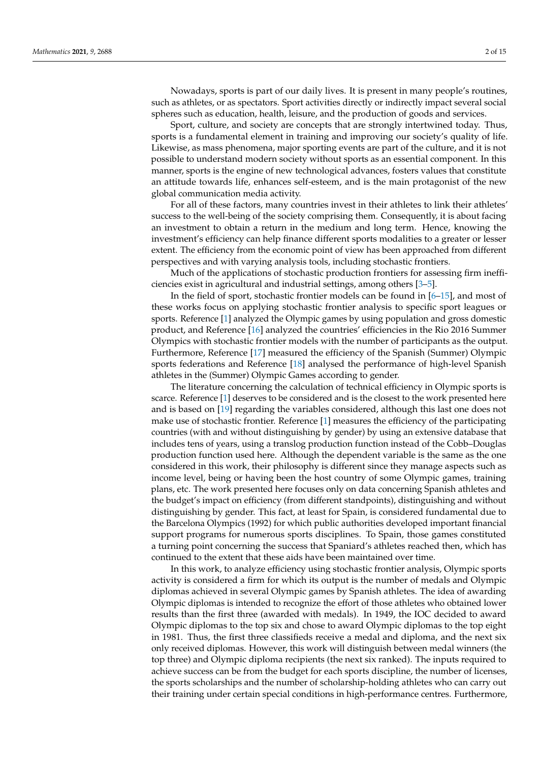Nowadays, sports is part of our daily lives. It is present in many people's routines, such as athletes, or as spectators. Sport activities directly or indirectly impact several social spheres such as education, health, leisure, and the production of goods and services.

Sport, culture, and society are concepts that are strongly intertwined today. Thus, sports is a fundamental element in training and improving our society's quality of life. Likewise, as mass phenomena, major sporting events are part of the culture, and it is not possible to understand modern society without sports as an essential component. In this manner, sports is the engine of new technological advances, fosters values that constitute an attitude towards life, enhances self-esteem, and is the main protagonist of the new global communication media activity.

For all of these factors, many countries invest in their athletes to link their athletes' success to the well-being of the society comprising them. Consequently, it is about facing an investment to obtain a return in the medium and long term. Hence, knowing the investment's efficiency can help finance different sports modalities to a greater or lesser extent. The efficiency from the economic point of view has been approached from different perspectives and with varying analysis tools, including stochastic frontiers.

Much of the applications of stochastic production frontiers for assessing firm inefficiencies exist in agricultural and industrial settings, among others [3–5].

In the field of sport, stochastic frontier models can be found in [6–15], and most of these works focus on applying stochastic frontier analysis to specific sport leagues or sports. Reference [1] analyzed the Olympic games by using population and gross domestic product, and Reference [16] analyzed the countries' efficiencies in the Rio 2016 Summer Olympics with stochastic frontier models with the number of participants as the output. Furthermore, Reference [17] measured the efficiency of the Spanish (Summer) Olympic sports federations and Reference [18] analysed the performance of high-level Spanish athletes in the (Summer) Olympic Games according to gender.

The literature concerning the calculation of technical efficiency in Olympic sports is scarce. Reference [1] deserves to be considered and is the closest to the work presented here and is based on [19] regarding the variables considered, although this last one does not make use of stochastic frontier. Reference [1] measures the efficiency of the participating countries (with and without distinguishing by gender) by using an extensive database that includes tens of years, using a translog production function instead of the Cobb–Douglas production function used here. Although the dependent variable is the same as the one considered in this work, their philosophy is different since they manage aspects such as income level, being or having been the host country of some Olympic games, training plans, etc. The work presented here focuses only on data concerning Spanish athletes and the budget's impact on efficiency (from different standpoints), distinguishing and without distinguishing by gender. This fact, at least for Spain, is considered fundamental due to the Barcelona Olympics (1992) for which public authorities developed important financial support programs for numerous sports disciplines. To Spain, those games constituted a turning point concerning the success that Spaniard's athletes reached then, which has continued to the extent that these aids have been maintained over time.

In this work, to analyze efficiency using stochastic frontier analysis, Olympic sports activity is considered a firm for which its output is the number of medals and Olympic diplomas achieved in several Olympic games by Spanish athletes. The idea of awarding Olympic diplomas is intended to recognize the effort of those athletes who obtained lower results than the first three (awarded with medals). In 1949, the IOC decided to award Olympic diplomas to the top six and chose to award Olympic diplomas to the top eight in 1981. Thus, the first three classifieds receive a medal and diploma, and the next six only received diplomas. However, this work will distinguish between medal winners (the top three) and Olympic diploma recipients (the next six ranked). The inputs required to achieve success can be from the budget for each sports discipline, the number of licenses, the sports scholarships and the number of scholarship-holding athletes who can carry out their training under certain special conditions in high-performance centres. Furthermore,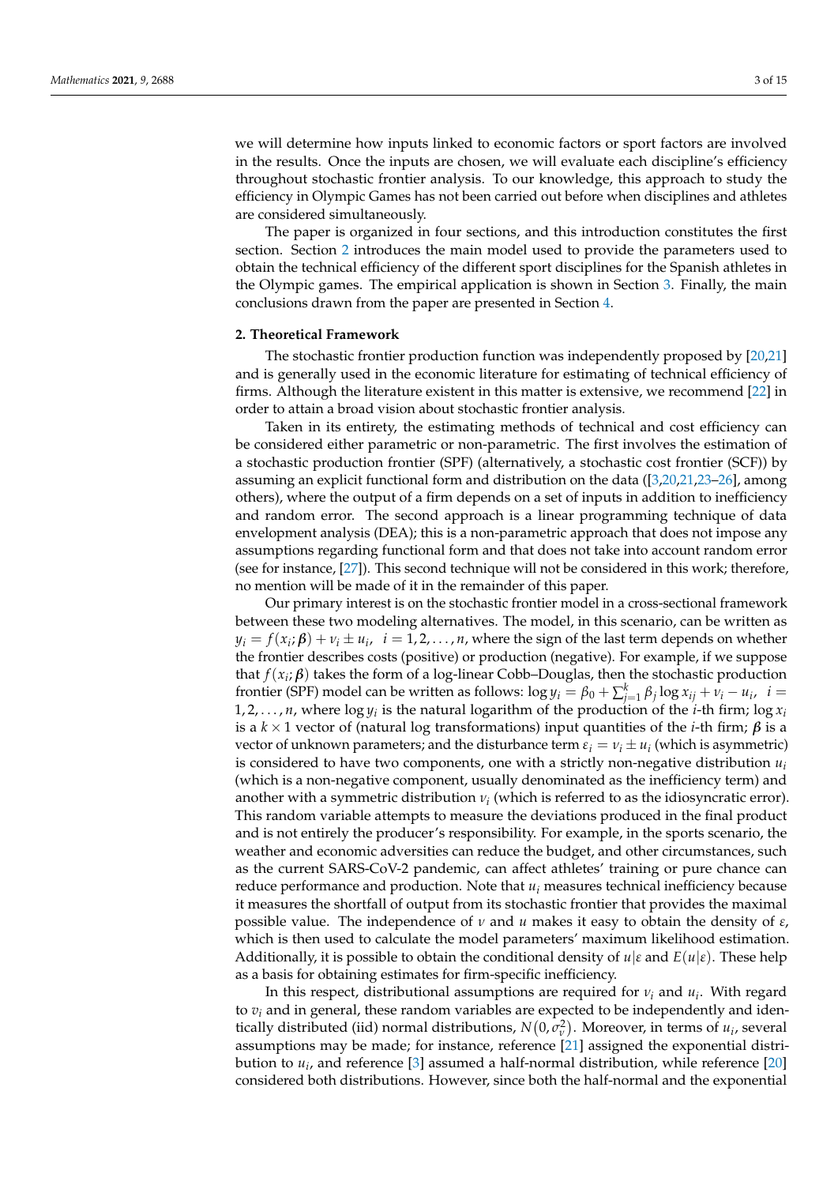we will determine how inputs linked to economic factors or sport factors are involved in the results. Once the inputs are chosen, we will evaluate each discipline's efficiency throughout stochastic frontier analysis. To our knowledge, this approach to study the efficiency in Olympic Games has not been carried out before when disciplines and athletes are considered simultaneously.

The paper is organized in four sections, and this introduction constitutes the first section. Section 2 introduces the main model used to provide the parameters used to obtain the technical efficiency of the different sport disciplines for the Spanish athletes in the Olympic games. The empirical application is shown in Section 3. Finally, the main conclusions drawn from the paper are presented in Section 4.

## 2. Theoretical Framework

The stochastic frontier production function was independently proposed by [20,21] and is generally used in the economic literature for estimating of technical efficiency of firms. Although the literature existent in this matter is extensive, we recommend [22] in order to attain a broad vision about stochastic frontier analysis.

Taken in its entirety, the estimating methods of technical and cost efficiency can be considered either parametric or non-parametric. The first involves the estimation of a stochastic production frontier (SPF) (alternatively, a stochastic cost frontier (SCF)) by assuming an explicit functional form and distribution on the data ([3,20,21,23–26], among others), where the output of a firm depends on a set of inputs in addition to inefficiency and random error. The second approach is a linear programming technique of data envelopment analysis (DEA); this is a non-parametric approach that does not impose any assumptions regarding functional form and that does not take into account random error (see for instance, [27]). This second technique will not be considered in this work; therefore, no mention will be made of it in the remainder of this paper.

Our primary interest is on the stochastic frontier model in a cross-sectional framework between these two modeling alternatives. The model, in this scenario, can be written as $y_i = f(x_i; \boldsymbol{\beta}) + v_i \pm u_i$, $i = 1, 2, \ldots, n$, where the sign of the last term depends on whether the frontier describes costs (positive) or production (negative). For example, if we suppose that $f(x_i; \boldsymbol{\beta})$ takes the form of a log-linear Cobb–Douglas, then the stochastic production frontier (SPF) model can be written as follows: $\log y_i = \beta_0 + \sum_{j=1}^{k} \beta_j \log x_{ij} + v_i - u_i$, $i = 1, 2, \ldots, n$, where $\log y_i$ is the natural logarithm of the production of the $i$-th firm; $\log x_i$ is a $k \times 1$ vector of (natural log transformations) input quantities of the $i$-th firm; $\boldsymbol{\beta}$ is a vector of unknown parameters; and the disturbance term $\varepsilon_i = v_i \pm u_i$ (which is asymmetric) is considered to have two components, one with a strictly non-negative distribution $u_i$ (which is a non-negative component, usually denominated as the inefficiency term) and another with a symmetric distribution $v_i$ (which is referred to as the idiosyncratic error). This random variable attempts to measure the deviations produced in the final product and is not entirely the producer's responsibility. For example, in the sports scenario, the weather and economic adversities can reduce the budget, and other circumstances, such as the current SARS-CoV-2 pandemic, can affect athletes' training or pure chance can reduce performance and production. Note that $u_i$ measures technical inefficiency because it measures the shortfall of output from its stochastic frontier that provides the maximal possible value. The independence of $v$ and $u$ makes it easy to obtain the density of $\varepsilon$, which is then used to calculate the model parameters' maximum likelihood estimation. Additionally, it is possible to obtain the conditional density of $u|\varepsilon$ and $E(u|\varepsilon)$. These help as a basis for obtaining estimates for firm-specific inefficiency.

In this respect, distributional assumptions are required for $v_i$ and $u_i$. With regard to $v_i$ and in general, these random variables are expected to be independently and identically distributed (iid) normal distributions, $N(0, \sigma_v^2)$. Moreover, in terms of $u_i$, several assumptions may be made; for instance, reference [21] assigned the exponential distribution to $u_i$, and reference [3] assumed a half-normal distribution, while reference [20] considered both distributions. However, since both the half-normal and the exponential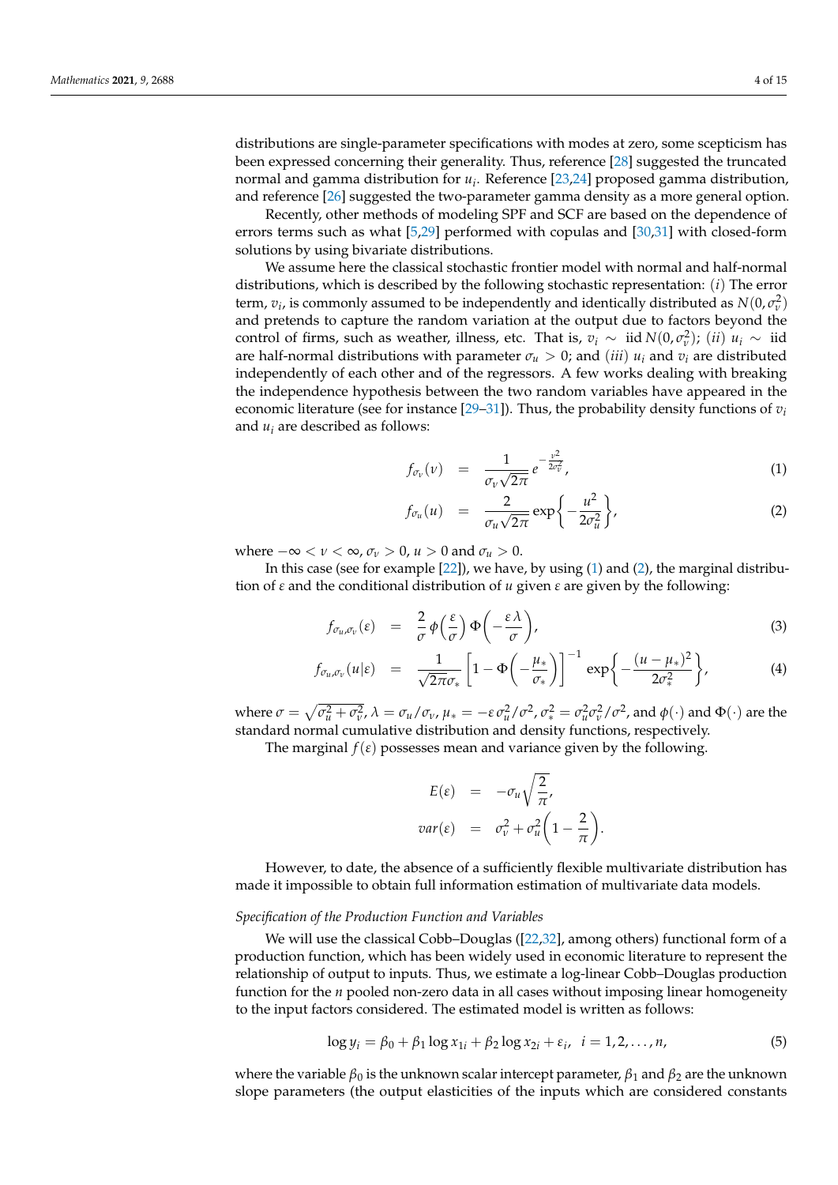distributions are single-parameter specifications with modes at zero, some scepticism has been expressed concerning their generality. Thus, reference [28] suggested the truncated normal and gamma distribution for $u_i$. Reference [23,24] proposed gamma distribution, and reference [26] suggested the two-parameter gamma density as a more general option.

Recently, other methods of modeling SPF and SCF are based on the dependence of errors terms such as what [5,29] performed with copulas and [30,31] with closed-form solutions by using bivariate distributions.

We assume here the classical stochastic frontier model with normal and half-normal distributions, which is described by the following stochastic representation: $(i)$ The error term, $v_i$, is commonly assumed to be independently and identically distributed as $N(0, \sigma_v^2)$ and pretends to capture the random variation at the output due to factors beyond the control of firms, such as weather, illness, etc. That is, $v_i \sim$ iid $N(0, \sigma_v^2)$; $(ii)$ $u_i \sim$ iid are half-normal distributions with parameter $\sigma_u > 0$; and $(iii)$ $u_i$ and $v_i$ are distributed independently of each other and of the regressors. A few works dealing with breaking the independence hypothesis between the two random variables have appeared in the economic literature (see for instance [29–31]). Thus, the probability density functions of $v_i$ and $u_i$ are described as follows:

$$f_{\sigma_v}(\nu) = \frac{1}{\sigma_\nu \sqrt{2\pi}} e^{-\frac{\nu^2}{2\sigma_v^2}}, \tag{1}$$

$$f_{\sigma_u}(u) = \frac{2}{\sigma_u \sqrt{2\pi}} \exp\left\{-\frac{u^2}{2\sigma_u^2}\right\}, \tag{2}$$

where $-\infty < \nu < \infty$, $\sigma_\nu > 0$, $u > 0$ and $\sigma_u > 0$.

In this case (see for example [22]), we have, by using (1) and (2), the marginal distribution of $\varepsilon$ and the conditional distribution of $u$ given $\varepsilon$ are given by the following:

$$f_{\sigma_u,\sigma_v}(\varepsilon) = \frac{2}{\sigma} \phi\left(\frac{\varepsilon}{\sigma}\right) \Phi\left(-\frac{\varepsilon \lambda}{\sigma}\right), \tag{3}$$

$$f_{\sigma_u,\sigma_v}(u|\varepsilon) = \frac{1}{\sqrt{2\pi}\sigma_*} \left[1 - \Phi\left(-\frac{\mu_*}{\sigma_*}\right)\right]^{-1} \exp\left\{-\frac{(u-\mu_*)^2}{2\sigma_*^2}\right\}, \tag{4}$$

where $\sigma = \sqrt{\sigma_u^2 + \sigma_v^2}$, $\lambda = \sigma_u/\sigma_\nu$, $\mu_* = -\varepsilon\, \sigma_u^2/\sigma^2$, $\sigma_*^2 = \sigma_u^2 \sigma_v^2/\sigma^2$, and $\phi(\cdot)$ and $\Phi(\cdot)$ are the standard normal cumulative distribution and density functions, respectively.

The marginal $f(\varepsilon)$ possesses mean and variance given by the following.

$$E(\varepsilon) = -\sigma_u \sqrt{\frac{2}{\pi}},$$

$$var(\varepsilon) = \sigma_v^2 + \sigma_u^2\left(1 - \frac{2}{\pi}\right).$$

However, to date, the absence of a sufficiently flexible multivariate distribution has made it impossible to obtain full information estimation of multivariate data models.

*Specification of the Production Function and Variables*

We will use the classical Cobb–Douglas ([22,32], among others) functional form of a production function, which has been widely used in economic literature to represent the relationship of output to inputs. Thus, we estimate a log-linear Cobb–Douglas production function for the $n$ pooled non-zero data in all cases without imposing linear homogeneity to the input factors considered. The estimated model is written as follows:

$$\log y_i = \beta_0 + \beta_1 \log x_{1i} + \beta_2 \log x_{2i} + \varepsilon_i, \quad i = 1, 2, \ldots, n, \tag{5}$$

where the variable $\beta_0$ is the unknown scalar intercept parameter, $\beta_1$ and $\beta_2$ are the unknown slope parameters (the output elasticities of the inputs which are considered constants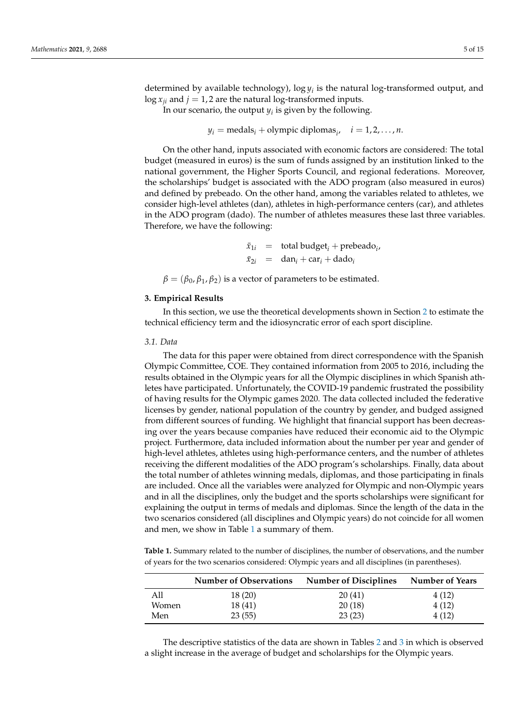determined by available technology), $\log y_i$ is the natural log-transformed output, and $\log x_{ji}$ and $j = 1, 2$ are the natural log-transformed inputs.

In our scenario, the output $y_i$ is given by the following.

$$y_i = \text{medals}_i + \text{olympic diplomas}_i, \quad i = 1, 2, \ldots, n.$$

On the other hand, inputs associated with economic factors are considered: The total budget (measured in euros) is the sum of funds assigned by an institution linked to the national government, the Higher Sports Council, and regional federations. Moreover, the scholarships' budget is associated with the ADO program (also measured in euros) and defined by prebeado. On the other hand, among the variables related to athletes, we consider high-level athletes (dan), athletes in high-performance centers (car), and athletes in the ADO program (dado). The number of athletes measures these last three variables. Therefore, we have the following:

$$\begin{aligned} \bar{x}_{1i} &= \text{total budget}_i + \text{prebeado}_i, \\ \bar{x}_{2i} &= \text{dan}_i + \text{car}_i + \text{dado}_i \end{aligned}$$

$\beta = (\beta_0, \beta_1, \beta_2)$ is a vector of parameters to be estimated.

## 3. Empirical Results

In this section, we use the theoretical developments shown in Section 2 to estimate the technical efficiency term and the idiosyncratic error of each sport discipline.

### *3.1. Data*

The data for this paper were obtained from direct correspondence with the Spanish Olympic Committee, COE. They contained information from 2005 to 2016, including the results obtained in the Olympic years for all the Olympic disciplines in which Spanish athletes have participated. Unfortunately, the COVID-19 pandemic frustrated the possibility of having results for the Olympic games 2020. The data collected included the federative licenses by gender, national population of the country by gender, and budged assigned from different sources of funding. We highlight that financial support has been decreasing over the years because companies have reduced their economic aid to the Olympic project. Furthermore, data included information about the number per year and gender of high-level athletes, athletes using high-performance centers, and the number of athletes receiving the different modalities of the ADO program's scholarships. Finally, data about the total number of athletes winning medals, diplomas, and those participating in finals are included. Once all the variables were analyzed for Olympic and non-Olympic years and in all the disciplines, only the budget and the sports scholarships were significant for explaining the output in terms of medals and diplomas. Since the length of the data in the two scenarios considered (all disciplines and Olympic years) do not coincide for all women and men, we show in Table 1 a summary of them.

**Table 1.** Summary related to the number of disciplines, the number of observations, and the number of years for the two scenarios considered: Olympic years and all disciplines (in parentheses).

| | Number of Observations | Number of Disciplines | Number of Years |
|---|---|---|---|
| All | 18 (20) | 20 (41) | 4 (12) |
| Women | 18 (41) | 20 (18) | 4 (12) |
| Men | 23 (55) | 23 (23) | 4 (12) |

The descriptive statistics of the data are shown in Tables 2 and 3 in which is observed a slight increase in the average of budget and scholarships for the Olympic years.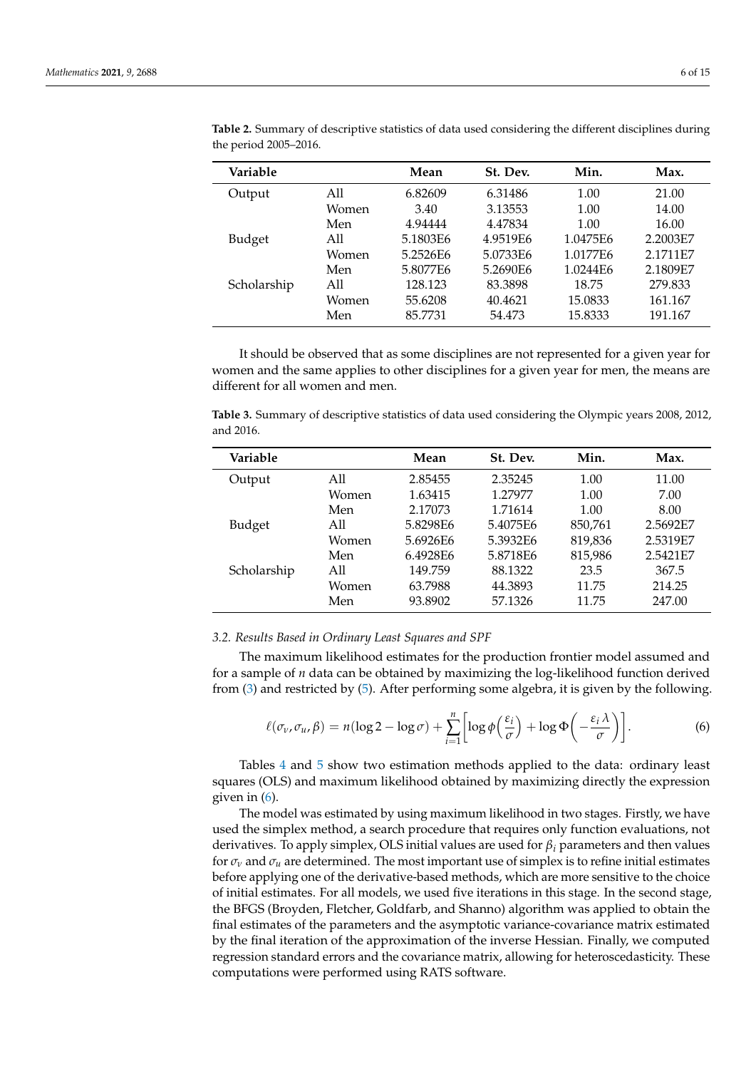**Table 2.** Summary of descriptive statistics of data used considering the different disciplines during the period 2005–2016.

| Variable | | Mean | St. Dev. | Min. | Max. |
|---|---|---|---|---|---|
| Output | All | 6.82609 | 6.31486 | 1.00 | 21.00 |
| | Women | 3.40 | 3.13553 | 1.00 | 14.00 |
| | Men | 4.94444 | 4.47834 | 1.00 | 16.00 |
| Budget | All | 5.1803E6 | 4.9519E6 | 1.0475E6 | 2.2003E7 |
| | Women | 5.2526E6 | 5.0733E6 | 1.0177E6 | 2.1711E7 |
| | Men | 5.8077E6 | 5.2690E6 | 1.0244E6 | 2.1809E7 |
| Scholarship | All | 128.123 | 83.3898 | 18.75 | 279.833 |
| | Women | 55.6208 | 40.4621 | 15.0833 | 161.167 |
| | Men | 85.7731 | 54.473 | 15.8333 | 191.167 |

It should be observed that as some disciplines are not represented for a given year for women and the same applies to other disciplines for a given year for men, the means are different for all women and men.

**Table 3.** Summary of descriptive statistics of data used considering the Olympic years 2008, 2012, and 2016.

| Variable | | Mean | St. Dev. | Min. | Max. |
|---|---|---|---|---|---|
| Output | All | 2.85455 | 2.35245 | 1.00 | 11.00 |
| | Women | 1.63415 | 1.27977 | 1.00 | 7.00 |
| | Men | 2.17073 | 1.71614 | 1.00 | 8.00 |
| Budget | All | 5.8298E6 | 5.4075E6 | 850,761 | 2.5692E7 |
| | Women | 5.6926E6 | 5.3932E6 | 819,836 | 2.5319E7 |
| | Men | 6.4928E6 | 5.8718E6 | 815,986 | 2.5421E7 |
| Scholarship | All | 149.759 | 88.1322 | 23.5 | 367.5 |
| | Women | 63.7988 | 44.3893 | 11.75 | 214.25 |
| | Men | 93.8902 | 57.1326 | 11.75 | 247.00 |

### *3.2. Results Based in Ordinary Least Squares and SPF*

The maximum likelihood estimates for the production frontier model assumed and for a sample of $n$ data can be obtained by maximizing the log-likelihood function derived from (3) and restricted by (5). After performing some algebra, it is given by the following.

$$\ell(\sigma_v, \sigma_u, \beta) = n(\log 2 - \log \sigma) + \sum_{i=1}^{n} \left[ \log \phi\left(\frac{\varepsilon_i}{\sigma}\right) + \log \Phi\left(-\frac{\varepsilon_i \lambda}{\sigma}\right) \right]. \tag{6}$$

Tables 4 and 5 show two estimation methods applied to the data: ordinary least squares (OLS) and maximum likelihood obtained by maximizing directly the expression given in (6).

The model was estimated by using maximum likelihood in two stages. Firstly, we have used the simplex method, a search procedure that requires only function evaluations, not derivatives. To apply simplex, OLS initial values are used for $\beta_i$ parameters and then values for $\sigma_v$ and $\sigma_u$ are determined. The most important use of simplex is to refine initial estimates before applying one of the derivative-based methods, which are more sensitive to the choice of initial estimates. For all models, we used five iterations in this stage. In the second stage, the BFGS (Broyden, Fletcher, Goldfarb, and Shanno) algorithm was applied to obtain the final estimates of the parameters and the asymptotic variance-covariance matrix estimated by the final iteration of the approximation of the inverse Hessian. Finally, we computed regression standard errors and the covariance matrix, allowing for heteroscedasticity. These computations were performed using RATS software.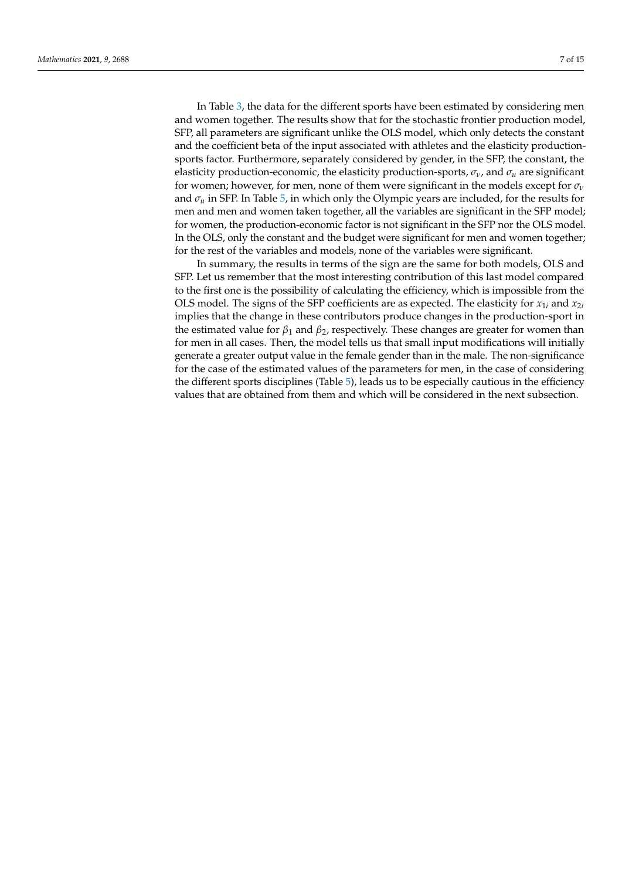In Table 3, the data for the different sports have been estimated by considering men and women together. The results show that for the stochastic frontier production model, SFP, all parameters are significant unlike the OLS model, which only detects the constant and the coefficient beta of the input associated with athletes and the elasticity production-sports factor. Furthermore, separately considered by gender, in the SFP, the constant, the elasticity production-economic, the elasticity production-sports, $\sigma_v$, and $\sigma_u$ are significant for women; however, for men, none of them were significant in the models except for $\sigma_v$ and $\sigma_u$ in SFP. In Table 5, in which only the Olympic years are included, for the results for men and men and women taken together, all the variables are significant in the SFP model; for women, the production-economic factor is not significant in the SFP nor the OLS model. In the OLS, only the constant and the budget were significant for men and women together; for the rest of the variables and models, none of the variables were significant.

In summary, the results in terms of the sign are the same for both models, OLS and SFP. Let us remember that the most interesting contribution of this last model compared to the first one is the possibility of calculating the efficiency, which is impossible from the OLS model. The signs of the SFP coefficients are as expected. The elasticity for $x_{1i}$ and $x_{2i}$ implies that the change in these contributors produce changes in the production-sport in the estimated value for $\beta_1$ and $\beta_2$, respectively. These changes are greater for women than for men in all cases. Then, the model tells us that small input modifications will initially generate a greater output value in the female gender than in the male. The non-significance for the case of the estimated values of the parameters for men, in the case of considering the different sports disciplines (Table 5), leads us to be especially cautious in the efficiency values that are obtained from them and which will be considered in the next subsection.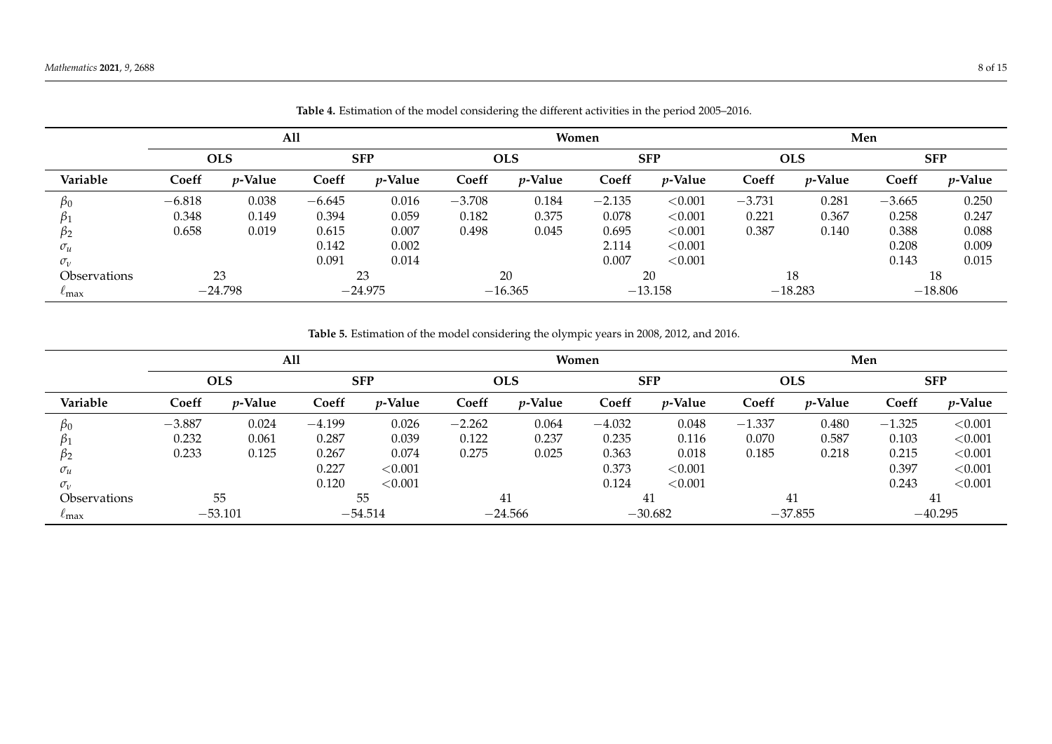**Table 4.** Estimation of the model considering the different activities in the period 2005–2016.

| | All | | | | Women | | | | Men | | | |
|---|---|---|---|---|---|---|---|---|---|---|---|---|
| | OLS | | SFP | | OLS | | SFP | | OLS | | SFP | |
| **Variable** | **Coeff** | ***p*-Value** | **Coeff** | ***p*-Value** | **Coeff** | ***p*-Value** | **Coeff** | ***p*-Value** | **Coeff** | ***p*-Value** | **Coeff** | ***p*-Value** |
| $\beta_0$ | −6.818 | 0.038 | −6.645 | 0.016 | −3.708 | 0.184 | −2.135 | <0.001 | −3.731 | 0.281 | −3.665 | 0.250 |
| $\beta_1$ | 0.348 | 0.149 | 0.394 | 0.059 | 0.182 | 0.375 | 0.078 | <0.001 | 0.221 | 0.367 | 0.258 | 0.247 |
| $\beta_2$ | 0.658 | 0.019 | 0.615 | 0.007 | 0.498 | 0.045 | 0.695 | <0.001 | 0.387 | 0.140 | 0.388 | 0.088 |
| $\sigma_u$ | | | 0.142 | 0.002 | | | 2.114 | <0.001 | | | 0.208 | 0.009 |
| $\sigma_v$ | | | 0.091 | 0.014 | | | 0.007 | <0.001 | | | 0.143 | 0.015 |
| Observations | 23 | | 23 | | 20 | | 20 | | 18 | | 18 | |
| $\ell_{\max}$ | −24.798 | | −24.975 | | −16.365 | | −13.158 | | −18.283 | | −18.806 | |

**Table 5.** Estimation of the model considering the olympic years in 2008, 2012, and 2016.

| | All | | | | Women | | | | Men | | | |
|---|---|---|---|---|---|---|---|---|---|---|---|---|
| | OLS | | SFP | | OLS | | SFP | | OLS | | SFP | |
| **Variable** | **Coeff** | ***p*-Value** | **Coeff** | ***p*-Value** | **Coeff** | ***p*-Value** | **Coeff** | ***p*-Value** | **Coeff** | ***p*-Value** | **Coeff** | ***p*-Value** |
| $\beta_0$ | −3.887 | 0.024 | −4.199 | 0.026 | −2.262 | 0.064 | −4.032 | 0.048 | −1.337 | 0.480 | −1.325 | <0.001 |
| $\beta_1$ | 0.232 | 0.061 | 0.287 | 0.039 | 0.122 | 0.237 | 0.235 | 0.116 | 0.070 | 0.587 | 0.103 | <0.001 |
| $\beta_2$ | 0.233 | 0.125 | 0.267 | 0.074 | 0.275 | 0.025 | 0.363 | 0.018 | 0.185 | 0.218 | 0.215 | <0.001 |
| $\sigma_u$ | | | 0.227 | <0.001 | | | 0.373 | <0.001 | | | 0.397 | <0.001 |
| $\sigma_v$ | | | 0.120 | <0.001 | | | 0.124 | <0.001 | | | 0.243 | <0.001 |
| Observations | 55 | | 55 | | 41 | | 41 | | 41 | | 41 | |
| $\ell_{\max}$ | −53.101 | | −54.514 | | −24.566 | | −30.682 | | −37.855 | | −40.295 | |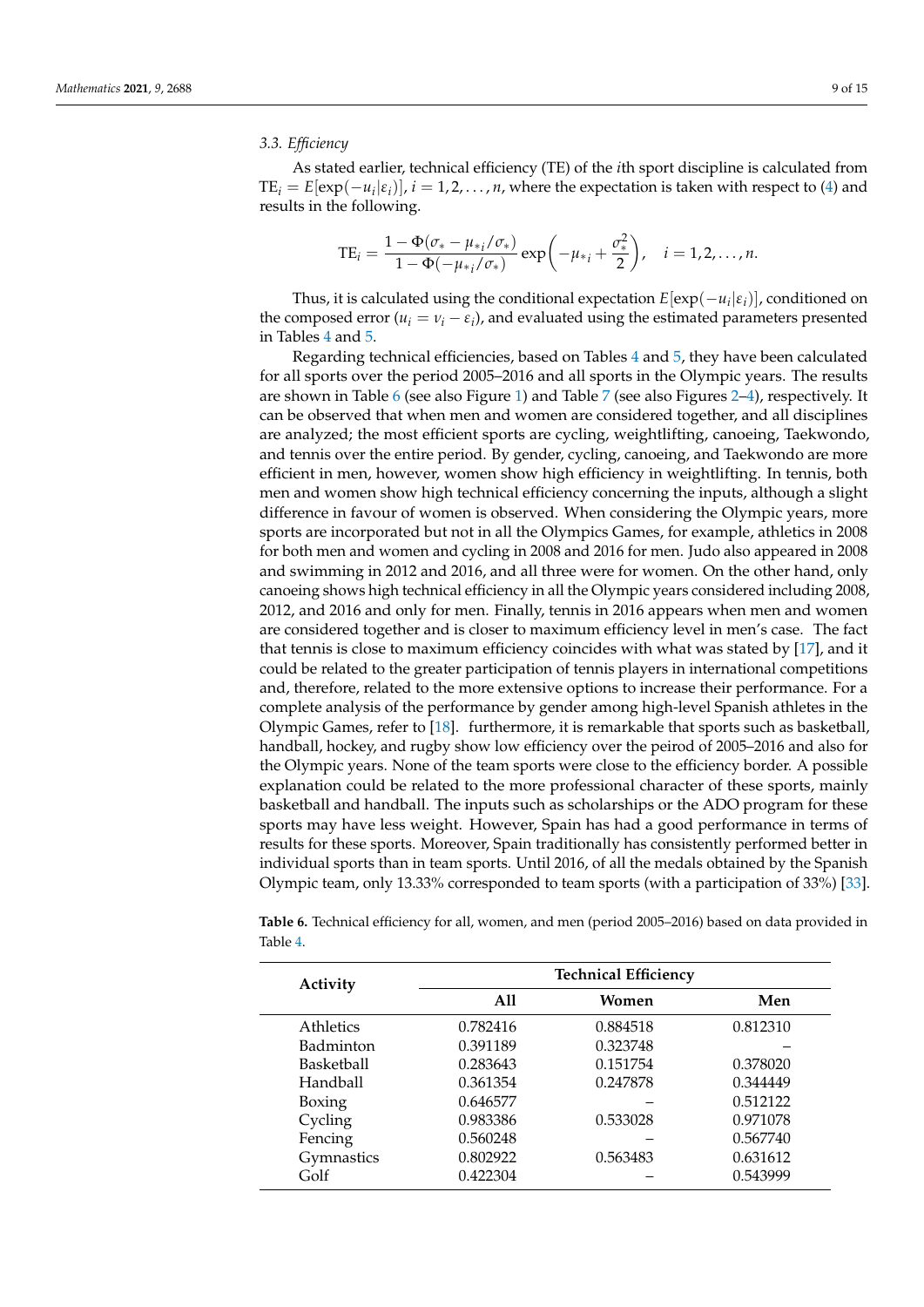### 3.3. Efficiency

As stated earlier, technical efficiency (TE) of the $i$th sport discipline is calculated from $\text{TE}_i = E[\exp(-u_i|\varepsilon_i)]$, $i = 1, 2, \ldots, n$, where the expectation is taken with respect to (4) and results in the following.

$$\text{TE}_i = \frac{1 - \Phi(\sigma_* - \mu_{*i}/\sigma_*)}{1 - \Phi(-\mu_{*i}/\sigma_*)} \exp\left(-\mu_{*i} + \frac{\sigma_*^2}{2}\right), \quad i = 1, 2, \ldots, n.$$

Thus, it is calculated using the conditional expectation $E[\exp(-u_i|\varepsilon_i)]$, conditioned on the composed error ($u_i = \nu_i - \varepsilon_i$), and evaluated using the estimated parameters presented in Tables 4 and 5.

Regarding technical efficiencies, based on Tables 4 and 5, they have been calculated for all sports over the period 2005–2016 and all sports in the Olympic years. The results are shown in Table 6 (see also Figure 1) and Table 7 (see also Figures 2–4), respectively. It can be observed that when men and women are considered together, and all disciplines are analyzed; the most efficient sports are cycling, weightlifting, canoeing, Taekwondo, and tennis over the entire period. By gender, cycling, canoeing, and Taekwondo are more efficient in men, however, women show high efficiency in weightlifting. In tennis, both men and women show high technical efficiency concerning the inputs, although a slight difference in favour of women is observed. When considering the Olympic years, more sports are incorporated but not in all the Olympics Games, for example, athletics in 2008 for both men and women and cycling in 2008 and 2016 for men. Judo also appeared in 2008 and swimming in 2012 and 2016, and all three were for women. On the other hand, only canoeing shows high technical efficiency in all the Olympic years considered including 2008, 2012, and 2016 and only for men. Finally, tennis in 2016 appears when men and women are considered together and is closer to maximum efficiency level in men's case. The fact that tennis is close to maximum efficiency coincides with what was stated by [17], and it could be related to the greater participation of tennis players in international competitions and, therefore, related to the more extensive options to increase their performance. For a complete analysis of the performance by gender among high-level Spanish athletes in the Olympic Games, refer to [18]. furthermore, it is remarkable that sports such as basketball, handball, hockey, and rugby show low efficiency over the peirod of 2005–2016 and also for the Olympic years. None of the team sports were close to the efficiency border. A possible explanation could be related to the more professional character of these sports, mainly basketball and handball. The inputs such as scholarships or the ADO program for these sports may have less weight. However, Spain has had a good performance in terms of results for these sports. Moreover, Spain traditionally has consistently performed better in individual sports than in team sports. Until 2016, of all the medals obtained by the Spanish Olympic team, only 13.33% corresponded to team sports (with a participation of 33%) [33].

**Table 6.** Technical efficiency for all, women, and men (period 2005–2016) based on data provided in Table 4.

| Activity | Technical Efficiency | | |
|---|---|---|---|
| | **All** | **Women** | **Men** |
| Athletics | 0.782416 | 0.884518 | 0.812310 |
| Badminton | 0.391189 | 0.323748 | – |
| Basketball | 0.283643 | 0.151754 | 0.378020 |
| Handball | 0.361354 | 0.247878 | 0.344449 |
| Boxing | 0.646577 | – | 0.512122 |
| Cycling | 0.983386 | 0.533028 | 0.971078 |
| Fencing | 0.560248 | – | 0.567740 |
| Gymnastics | 0.802922 | 0.563483 | 0.631612 |
| Golf | 0.422304 | – | 0.543999 |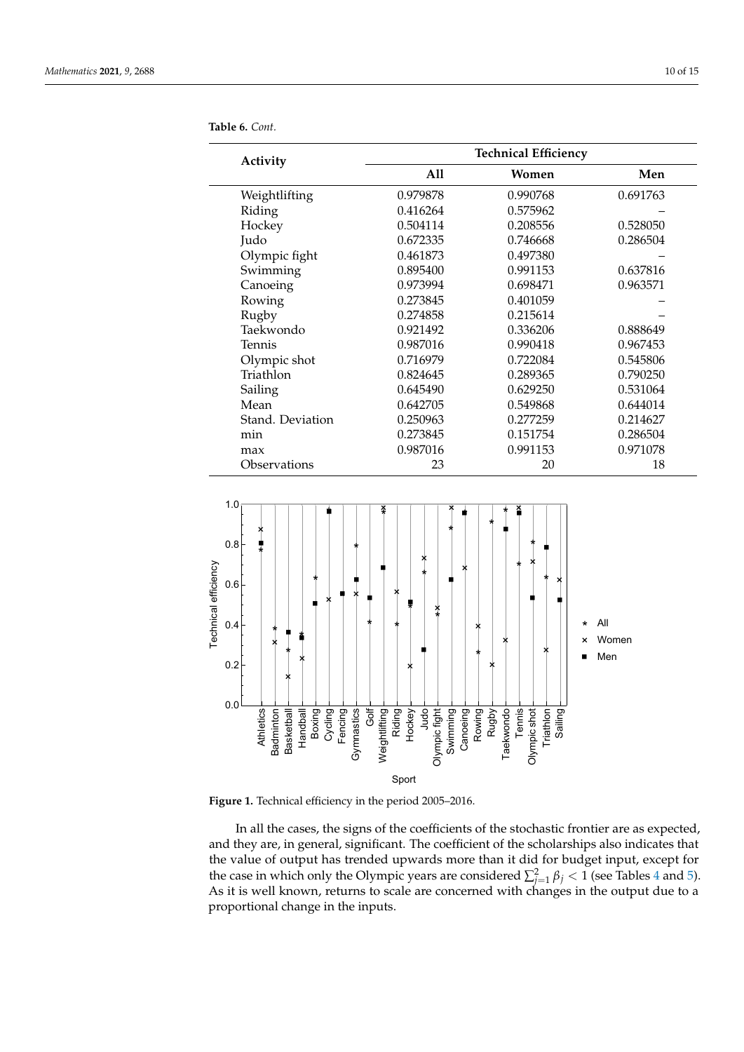**Table 6.** *Cont.*

| Activity | Technical Efficiency | | |
|---|---|---|---|
| | **All** | **Women** | **Men** |
| Weightlifting | 0.979878 | 0.990768 | 0.691763 |
| Riding | 0.416264 | 0.575962 | – |
| Hockey | 0.504114 | 0.208556 | 0.528050 |
| Judo | 0.672335 | 0.746668 | 0.286504 |
| Olympic fight | 0.461873 | 0.497380 | – |
| Swimming | 0.895400 | 0.991153 | 0.637816 |
| Canoeing | 0.973994 | 0.698471 | 0.963571 |
| Rowing | 0.273845 | 0.401059 | – |
| Rugby | 0.274858 | 0.215614 | – |
| Taekwondo | 0.921492 | 0.336206 | 0.888649 |
| Tennis | 0.987016 | 0.990418 | 0.967453 |
| Olympic shot | 0.716979 | 0.722084 | 0.545806 |
| Triathlon | 0.824645 | 0.289365 | 0.790250 |
| Sailing | 0.645490 | 0.629250 | 0.531064 |
| Mean | 0.642705 | 0.549868 | 0.644014 |
| Stand. Deviation | 0.250963 | 0.277259 | 0.214627 |
| min | 0.273845 | 0.151754 | 0.286504 |
| max | 0.987016 | 0.991153 | 0.971078 |
| Observations | 23 | 20 | 18 |

**Figure 1.** Technical efficiency in the period 2005–2016.

In all the cases, the signs of the coefficients of the stochastic frontier are as expected, and they are, in general, significant. The coefficient of the scholarships also indicates that the value of output has trended upwards more than it did for budget input, except for the case in which only the Olympic years are considered $\sum_{j=1}^{2} \beta_j < 1$ (see Tables 4 and 5). As it is well known, returns to scale are concerned with changes in the output due to a proportional change in the inputs.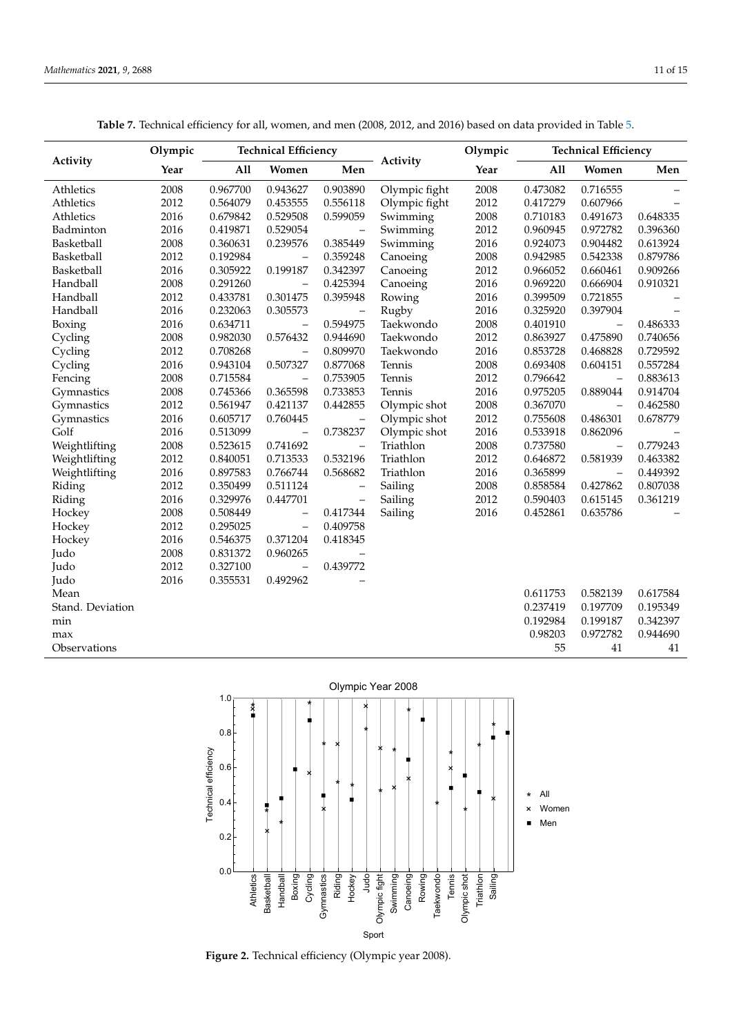**Table 7.** Technical efficiency for all, women, and men (2008, 2012, and 2016) based on data provided in Table 5.

| Activity | Olympic Year | Technical Efficiency | | | Activity | Olympic Year | Technical Efficiency | | |
|---|---|---|---|---|---|---|---|---|---|
| | | All | Women | Men | | | All | Women | Men |
| Athletics | 2008 | 0.967700 | 0.943627 | 0.903890 | Olympic fight | 2008 | 0.473082 | 0.716555 | – |
| Athletics | 2012 | 0.564079 | 0.453555 | 0.556118 | Olympic fight | 2012 | 0.417279 | 0.607966 | – |
| Athletics | 2016 | 0.679842 | 0.529508 | 0.599059 | Swimming | 2008 | 0.710183 | 0.491673 | 0.648335 |
| Badminton | 2016 | 0.419871 | 0.529054 | – | Swimming | 2012 | 0.960945 | 0.972782 | 0.396360 |
| Basketball | 2008 | 0.360631 | 0.239576 | 0.385449 | Swimming | 2016 | 0.924073 | 0.904482 | 0.613924 |
| Basketball | 2012 | 0.192984 | – | 0.359248 | Canoeing | 2008 | 0.942985 | 0.542338 | 0.879786 |
| Basketball | 2016 | 0.305922 | 0.199187 | 0.342397 | Canoeing | 2012 | 0.966052 | 0.660461 | 0.909266 |
| Handball | 2008 | 0.291260 | – | 0.425394 | Canoeing | 2016 | 0.969220 | 0.666904 | 0.910321 |
| Handball | 2012 | 0.433781 | 0.301475 | 0.395948 | Rowing | 2016 | 0.399509 | 0.721855 | – |
| Handball | 2016 | 0.232063 | 0.305573 | – | Rugby | 2016 | 0.325920 | 0.397904 | – |
| Boxing | 2016 | 0.634711 | – | 0.594975 | Taekwondo | 2008 | 0.401910 | – | 0.486333 |
| Cycling | 2008 | 0.982030 | 0.576432 | 0.944690 | Taekwondo | 2012 | 0.863927 | 0.475890 | 0.740656 |
| Cycling | 2012 | 0.708268 | – | 0.809970 | Taekwondo | 2016 | 0.853728 | 0.468828 | 0.729592 |
| Cycling | 2016 | 0.943104 | 0.507327 | 0.877068 | Tennis | 2008 | 0.693408 | 0.604151 | 0.557284 |
| Fencing | 2008 | 0.715584 | – | 0.753905 | Tennis | 2012 | 0.796642 | – | 0.883613 |
| Gymnastics | 2008 | 0.745366 | 0.365598 | 0.733853 | Tennis | 2016 | 0.975205 | 0.889044 | 0.914704 |
| Gymnastics | 2012 | 0.561947 | 0.421137 | 0.442855 | Olympic shot | 2008 | 0.367070 | – | 0.462580 |
| Gymnastics | 2016 | 0.605717 | 0.760445 | – | Olympic shot | 2012 | 0.755608 | 0.486301 | 0.678779 |
| Golf | 2016 | 0.513099 | – | 0.738237 | Olympic shot | 2016 | 0.533918 | 0.862096 | – |
| Weightlifting | 2008 | 0.523615 | 0.741692 | – | Triathlon | 2008 | 0.737580 | – | 0.779243 |
| Weightlifting | 2012 | 0.840051 | 0.713533 | 0.532196 | Triathlon | 2012 | 0.646872 | 0.581939 | 0.463382 |
| Weightlifting | 2016 | 0.897583 | 0.766744 | 0.568682 | Triathlon | 2016 | 0.365899 | – | 0.449392 |
| Riding | 2012 | 0.350499 | 0.511124 | – | Sailing | 2008 | 0.858584 | 0.427862 | 0.807038 |
| Riding | 2016 | 0.329976 | 0.447701 | – | Sailing | 2012 | 0.590403 | 0.615145 | 0.361219 |
| Hockey | 2008 | 0.508449 | – | 0.417344 | Sailing | 2016 | 0.452861 | 0.635786 | – |
| Hockey | 2012 | 0.295025 | – | 0.409758 | | | | | |
| Hockey | 2016 | 0.546375 | 0.371204 | 0.418345 | | | | | |
| Judo | 2008 | 0.831372 | 0.960265 | – | | | | | |
| Judo | 2012 | 0.327100 | – | 0.439772 | | | | | |
| Judo | 2016 | 0.355531 | 0.492962 | – | | | | | |
| Mean | | | | | | | 0.611753 | 0.582139 | 0.617584 |
| Stand. Deviation | | | | | | | 0.237419 | 0.197709 | 0.195349 |
| min | | | | | | | 0.192984 | 0.199187 | 0.342397 |
| max | | | | | | | 0.98203 | 0.972782 | 0.944690 |
| Observations | | | | | | | 55 | 41 | 41 |

**Figure 2.** Technical efficiency (Olympic year 2008).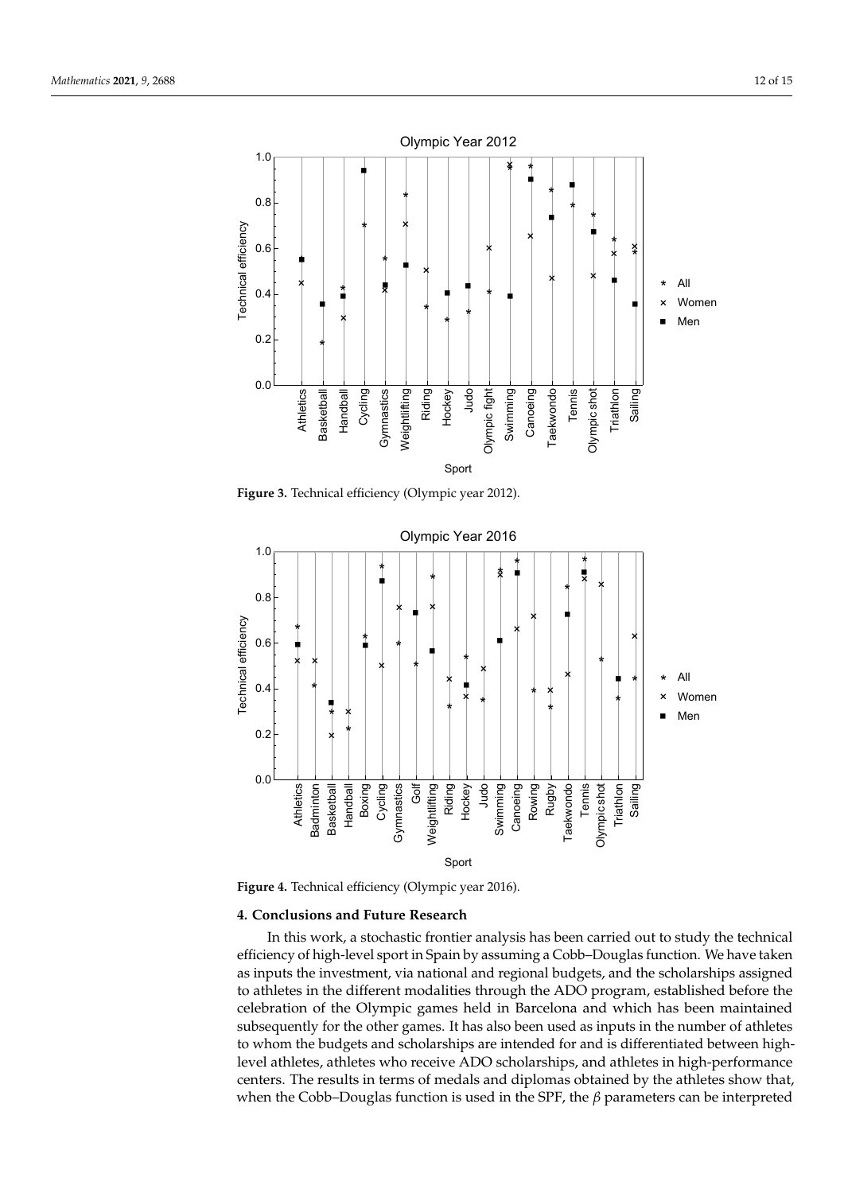**Figure 3.** Technical efficiency (Olympic year 2012).

**Figure 4.** Technical efficiency (Olympic year 2016).

## 4. Conclusions and Future Research

In this work, a stochastic frontier analysis has been carried out to study the technical efficiency of high-level sport in Spain by assuming a Cobb–Douglas function. We have taken as inputs the investment, via national and regional budgets, and the scholarships assigned to athletes in the different modalities through the ADO program, established before the celebration of the Olympic games held in Barcelona and which has been maintained subsequently for the other games. It has also been used as inputs in the number of athletes to whom the budgets and scholarships are intended for and is differentiated between high-level athletes, athletes who receive ADO scholarships, and athletes in high-performance centers. The results in terms of medals and diplomas obtained by the athletes show that, when the Cobb–Douglas function is used in the SPF, the $\beta$ parameters can be interpreted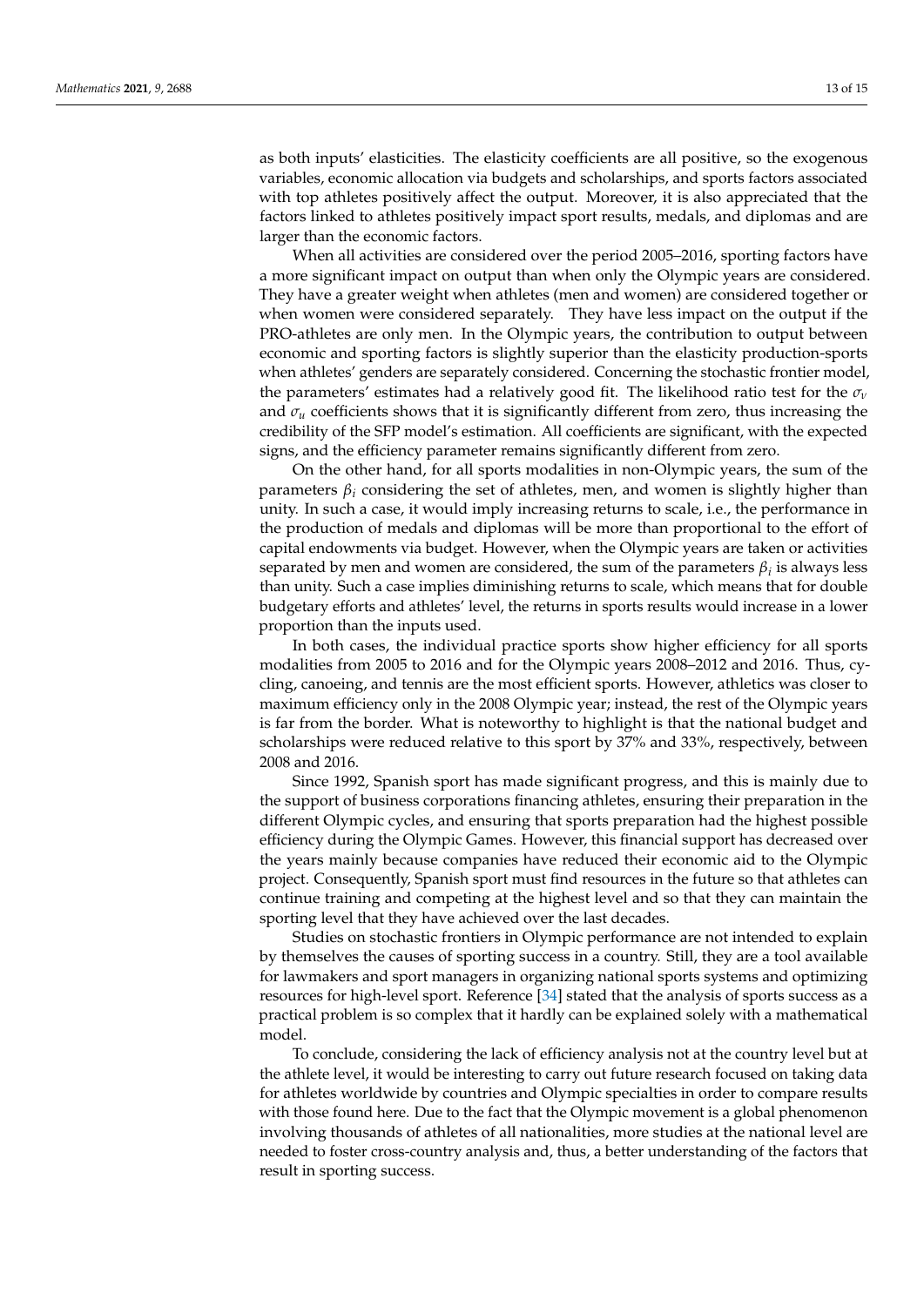as both inputs' elasticities. The elasticity coefficients are all positive, so the exogenous variables, economic allocation via budgets and scholarships, and sports factors associated with top athletes positively affect the output. Moreover, it is also appreciated that the factors linked to athletes positively impact sport results, medals, and diplomas and are larger than the economic factors.

When all activities are considered over the period 2005–2016, sporting factors have a more significant impact on output than when only the Olympic years are considered. They have a greater weight when athletes (men and women) are considered together or when women were considered separately. They have less impact on the output if the PRO-athletes are only men. In the Olympic years, the contribution to output between economic and sporting factors is slightly superior than the elasticity production-sports when athletes' genders are separately considered. Concerning the stochastic frontier model, the parameters' estimates had a relatively good fit. The likelihood ratio test for the $\sigma_v$ and $\sigma_u$ coefficients shows that it is significantly different from zero, thus increasing the credibility of the SFP model's estimation. All coefficients are significant, with the expected signs, and the efficiency parameter remains significantly different from zero.

On the other hand, for all sports modalities in non-Olympic years, the sum of the parameters $\beta_i$ considering the set of athletes, men, and women is slightly higher than unity. In such a case, it would imply increasing returns to scale, i.e., the performance in the production of medals and diplomas will be more than proportional to the effort of capital endowments via budget. However, when the Olympic years are taken or activities separated by men and women are considered, the sum of the parameters $\beta_i$ is always less than unity. Such a case implies diminishing returns to scale, which means that for double budgetary efforts and athletes' level, the returns in sports results would increase in a lower proportion than the inputs used.

In both cases, the individual practice sports show higher efficiency for all sports modalities from 2005 to 2016 and for the Olympic years 2008–2012 and 2016. Thus, cycling, canoeing, and tennis are the most efficient sports. However, athletics was closer to maximum efficiency only in the 2008 Olympic year; instead, the rest of the Olympic years is far from the border. What is noteworthy to highlight is that the national budget and scholarships were reduced relative to this sport by 37% and 33%, respectively, between 2008 and 2016.

Since 1992, Spanish sport has made significant progress, and this is mainly due to the support of business corporations financing athletes, ensuring their preparation in the different Olympic cycles, and ensuring that sports preparation had the highest possible efficiency during the Olympic Games. However, this financial support has decreased over the years mainly because companies have reduced their economic aid to the Olympic project. Consequently, Spanish sport must find resources in the future so that athletes can continue training and competing at the highest level and so that they can maintain the sporting level that they have achieved over the last decades.

Studies on stochastic frontiers in Olympic performance are not intended to explain by themselves the causes of sporting success in a country. Still, they are a tool available for lawmakers and sport managers in organizing national sports systems and optimizing resources for high-level sport. Reference [34] stated that the analysis of sports success as a practical problem is so complex that it hardly can be explained solely with a mathematical model.

To conclude, considering the lack of efficiency analysis not at the country level but at the athlete level, it would be interesting to carry out future research focused on taking data for athletes worldwide by countries and Olympic specialties in order to compare results with those found here. Due to the fact that the Olympic movement is a global phenomenon involving thousands of athletes of all nationalities, more studies at the national level are needed to foster cross-country analysis and, thus, a better understanding of the factors that result in sporting success.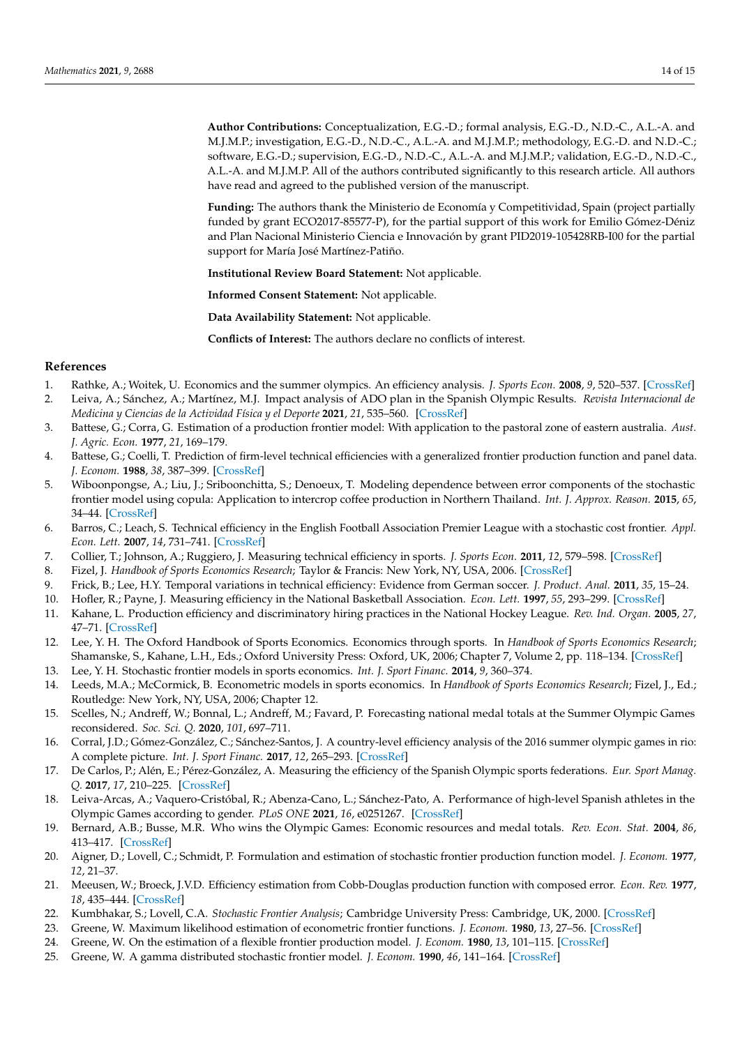**Author Contributions:** Conceptualization, E.G.-D.; formal analysis, E.G.-D., N.D.-C., A.L.-A. and M.J.M.P.; investigation, E.G.-D., N.D.-C., A.L.-A. and M.J.M.P.; methodology, E.G.-D. and N.D.-C.; software, E.G.-D.; supervision, E.G.-D., N.D.-C., A.L.-A. and M.J.M.P.; validation, E.G.-D., N.D.-C., A.L.-A. and M.J.M.P. All of the authors contributed significantly to this research article. All authors have read and agreed to the published version of the manuscript.

**Funding:** The authors thank the Ministerio de Economía y Competitividad, Spain (project partially funded by grant ECO2017-85577-P), for the partial support of this work for Emilio Gómez-Déniz and Plan Nacional Ministerio Ciencia e Innovación by grant PID2019-105428RB-I00 for the partial support for María José Martínez-Patiño.

**Institutional Review Board Statement:** Not applicable.

**Informed Consent Statement:** Not applicable.

**Data Availability Statement:** Not applicable.

**Conflicts of Interest:** The authors declare no conflicts of interest.

## References

1. Rathke, A.; Woitek, U. Economics and the summer olympics. An efficiency analysis. *J. Sports Econ.* **2008**, *9*, 520–537. [CrossRef]
2. Leiva, A.; Sánchez, A.; Martínez, M.J. Impact analysis of ADO plan in the Spanish Olympic Results. *Revista Internacional de Medicina y Ciencias de la Actividad Física y el Deporte* **2021**, *21*, 535–560. [CrossRef]
3. Battese, G.; Corra, G. Estimation of a production frontier model: With application to the pastoral zone of eastern australia. *Aust. J. Agric. Econ.* **1977**, *21*, 169–179.
4. Battese, G.; Coelli, T. Prediction of firm-level technical efficiencies with a generalized frontier production function and panel data. *J. Econom.* **1988**, *38*, 387–399. [CrossRef]
5. Wiboonpongse, A.; Liu, J.; Sriboonchitta, S.; Denoeux, T. Modeling dependence between error components of the stochastic frontier model using copula: Application to intercrop coffee production in Northern Thailand. *Int. J. Approx. Reason.* **2015**, *65*, 34–44. [CrossRef]
6. Barros, C.; Leach, S. Technical efficiency in the English Football Association Premier League with a stochastic cost frontier. *Appl. Econ. Lett.* **2007**, *14*, 731–741. [CrossRef]
7. Collier, T.; Johnson, A.; Ruggiero, J. Measuring technical efficiency in sports. *J. Sports Econ.* **2011**, *12*, 579–598. [CrossRef]
8. Fizel, J. *Handbook of Sports Economics Research*; Taylor & Francis: New York, NY, USA, 2006. [CrossRef]
9. Frick, B.; Lee, H.Y. Temporal variations in technical efficiency: Evidence from German soccer. *J. Product. Anal.* **2011**, *35*, 15–24.
10. Hofler, R.; Payne, J. Measuring efficiency in the National Basketball Association. *Econ. Lett.* **1997**, *55*, 293–299. [CrossRef]
11. Kahane, L. Production efficiency and discriminatory hiring practices in the National Hockey League. *Rev. Ind. Organ.* **2005**, *27*, 47–71. [CrossRef]
12. Lee, Y. H. The Oxford Handbook of Sports Economics. Economics through sports. In *Handbook of Sports Economics Research*; Shamanske, S., Kahane, L.H., Eds.; Oxford University Press: Oxford, UK, 2006; Chapter 7, Volume 2, pp. 118–134. [CrossRef]
13. Lee, Y. H. Stochastic frontier models in sports economics. *Int. J. Sport Financ.* **2014**, *9*, 360–374.
14. Leeds, M.A.; McCormick, B. Econometric models in sports economics. In *Handbook of Sports Economics Research*; Fizel, J., Ed.; Routledge: New York, NY, USA, 2006; Chapter 12.
15. Scelles, N.; Andreff, W.; Bonnal, L.; Andreff, M.; Favard, P. Forecasting national medal totals at the Summer Olympic Games reconsidered. *Soc. Sci. Q.* **2020**, *101*, 697–711.
16. Corral, J.D.; Gómez-González, C.; Sánchez-Santos, J. A country-level efficiency analysis of the 2016 summer olympic games in rio: A complete picture. *Int. J. Sport Financ.* **2017**, *12*, 265–293. [CrossRef]
17. De Carlos, P.; Alén, E.; Pérez-González, A. Measuring the efficiency of the Spanish Olympic sports federations. *Eur. Sport Manag. Q.* **2017**, *17*, 210–225. [CrossRef]
18. Leiva-Arcas, A.; Vaquero-Cristóbal, R.; Abenza-Cano, L.; Sánchez-Pato, A. Performance of high-level Spanish athletes in the Olympic Games according to gender. *PLoS ONE* **2021**, *16*, e0251267. [CrossRef]
19. Bernard, A.B.; Busse, M.R. Who wins the Olympic Games: Economic resources and medal totals. *Rev. Econ. Stat.* **2004**, *86*, 413–417. [CrossRef]
20. Aigner, D.; Lovell, C.; Schmidt, P. Formulation and estimation of stochastic frontier production function model. *J. Econom.* **1977**, *12*, 21–37.
21. Meeusen, W.; Broeck, J.V.D. Efficiency estimation from Cobb-Douglas production function with composed error. *Econ. Rev.* **1977**, *18*, 435–444. [CrossRef]
22. Kumbhakar, S.; Lovell, C.A. *Stochastic Frontier Analysis*; Cambridge University Press: Cambridge, UK, 2000. [CrossRef]
23. Greene, W. Maximum likelihood estimation of econometric frontier functions. *J. Econom.* **1980**, *13*, 27–56. [CrossRef]
24. Greene, W. On the estimation of a flexible frontier production model. *J. Econom.* **1980**, *13*, 101–115. [CrossRef]
25. Greene, W. A gamma distributed stochastic frontier model. *J. Econom.* **1990**, *46*, 141–164. [CrossRef]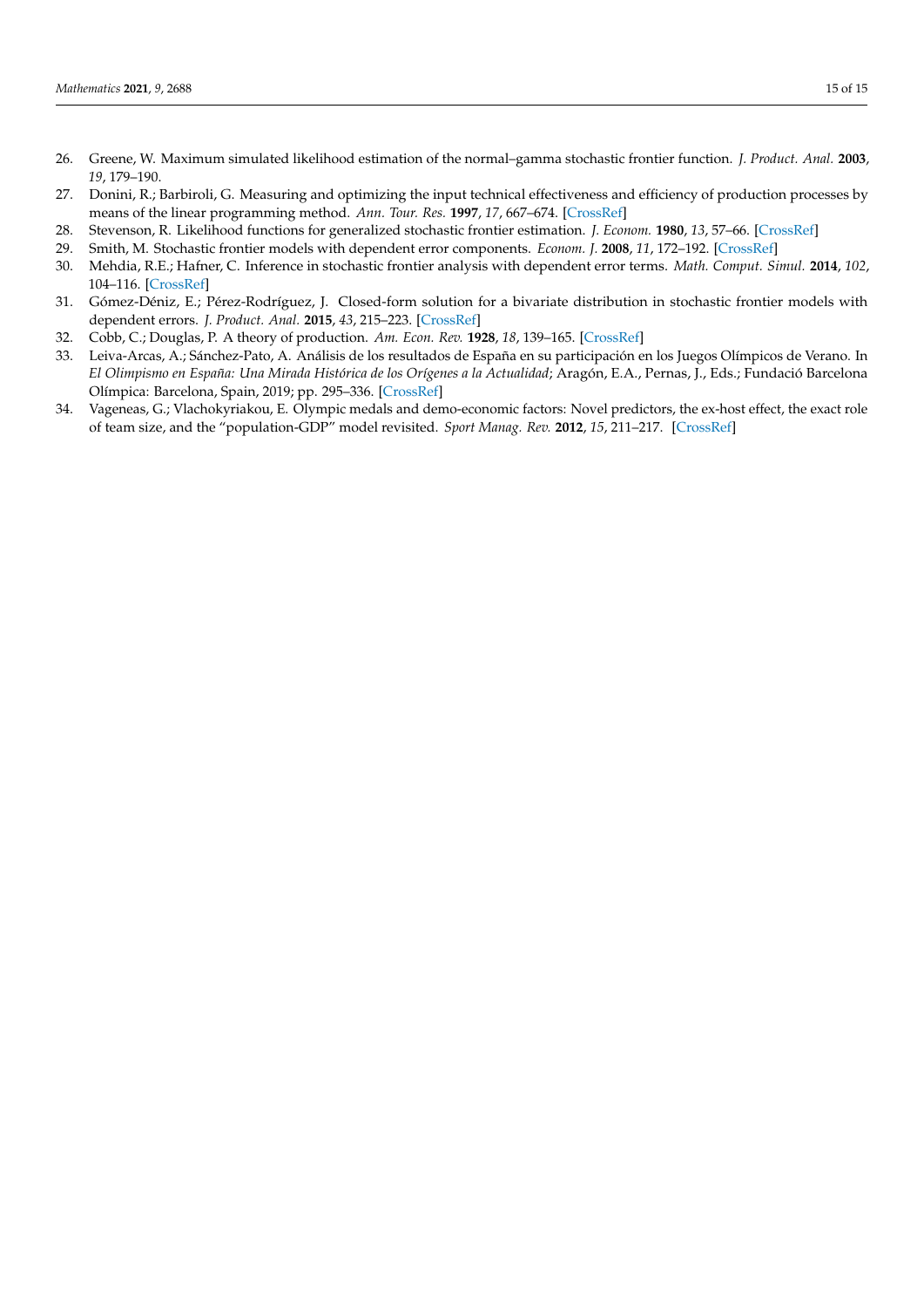26. Greene, W. Maximum simulated likelihood estimation of the normal–gamma stochastic frontier function. *J. Product. Anal.* **2003**, *19*, 179–190.
27. Donini, R.; Barbiroli, G. Measuring and optimizing the input technical effectiveness and efficiency of production processes by means of the linear programming method. *Ann. Tour. Res.* **1997**, *17*, 667–674. [CrossRef]
28. Stevenson, R. Likelihood functions for generalized stochastic frontier estimation. *J. Econom.* **1980**, *13*, 57–66. [CrossRef]
29. Smith, M. Stochastic frontier models with dependent error components. *Econom. J.* **2008**, *11*, 172–192. [CrossRef]
30. Mehdia, R.E.; Hafner, C. Inference in stochastic frontier analysis with dependent error terms. *Math. Comput. Simul.* **2014**, *102*, 104–116. [CrossRef]
31. Gómez-Déniz, E.; Pérez-Rodríguez, J. Closed-form solution for a bivariate distribution in stochastic frontier models with dependent errors. *J. Product. Anal.* **2015**, *43*, 215–223. [CrossRef]
32. Cobb, C.; Douglas, P. A theory of production. *Am. Econ. Rev.* **1928**, *18*, 139–165. [CrossRef]
33. Leiva-Arcas, A.; Sánchez-Pato, A. Análisis de los resultados de España en su participación en los Juegos Olímpicos de Verano. In *El Olimpismo en España: Una Mirada Histórica de los Orígenes a la Actualidad*; Aragón, E.A., Pernas, J., Eds.; Fundació Barcelona Olímpica: Barcelona, Spain, 2019; pp. 295–336. [CrossRef]
34. Vageneas, G.; Vlachokyriakou, E. Olympic medals and demo-economic factors: Novel predictors, the ex-host effect, the exact role of team size, and the "population-GDP" model revisited. *Sport Manag. Rev.* **2012**, *15*, 211–217. [CrossRef]